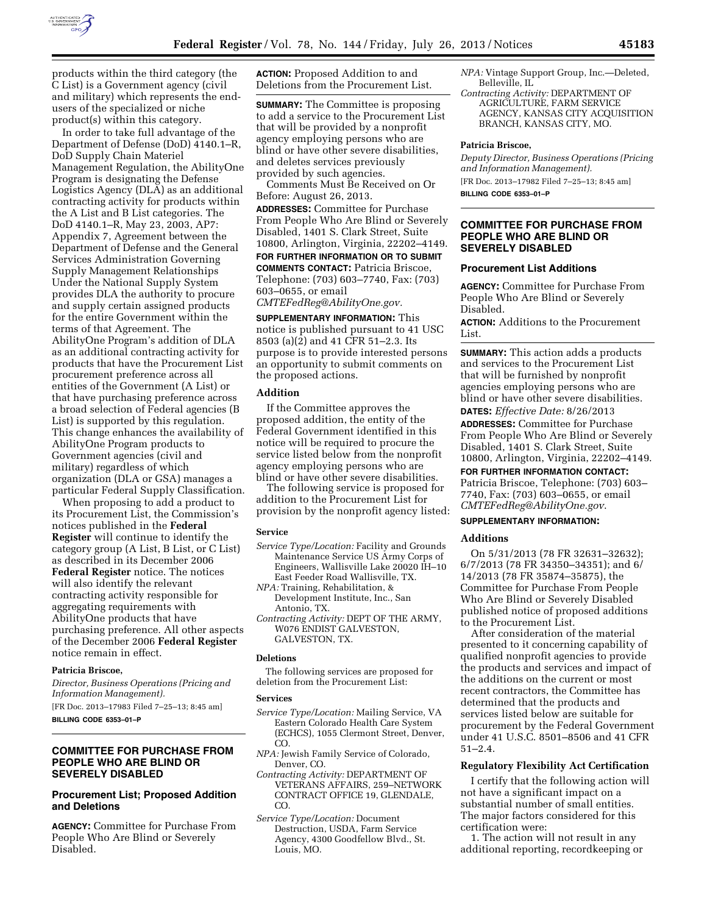products within the third category (the C List) is a Government agency (civil and military) which represents the end-users of the specialized or niche product(s) within this category.

In order to take full advantage of the Department of Defense (DoD) 4140.1–R, DoD Supply Chain Materiel Management Regulation, the AbilityOne Program is designating the Defense Logistics Agency (DLA) as an additional contracting activity for products within the A List and B List categories. The DoD 4140.1–R, May 23, 2003, AP7: Appendix 7, Agreement between the Department of Defense and the General Services Administration Governing Supply Management Relationships Under the National Supply System provides DLA the authority to procure and supply certain assigned products for the entire Government within the terms of that Agreement. The AbilityOne Program's addition of DLA as an additional contracting activity for products that have the Procurement List procurement preference across all entities of the Government (A List) or that have purchasing preference across a broad selection of Federal agencies (B List) is supported by this regulation. This change enhances the availability of AbilityOne Program products to Government agencies (civil and military) regardless of which organization (DLA or GSA) manages a particular Federal Supply Classification.

When proposing to add a product to its Procurement List, the Commission's notices published in the **Federal Register** will continue to identify the category group (A List, B List, or C List) as described in its December 2006 **Federal Register** notice. The notices will also identify the relevant contracting activity responsible for aggregating requirements with AbilityOne products that have purchasing preference. All other aspects of the December 2006 **Federal Register** notice remain in effect.

**Patricia Briscoe,**

*Director, Business Operations (Pricing and Information Management).*

[FR Doc. 2013–17983 Filed 7–25–13; 8:45 am]

**BILLING CODE 6353–01–P**

## COMMITTEE FOR PURCHASE FROM PEOPLE WHO ARE BLIND OR SEVERELY DISABLED

### Procurement List; Proposed Addition and Deletions

**AGENCY:** Committee for Purchase From People Who Are Blind or Severely Disabled.

**ACTION:** Proposed Addition to and Deletions from the Procurement List.

**SUMMARY:** The Committee is proposing to add a service to the Procurement List that will be provided by a nonprofit agency employing persons who are blind or have other severe disabilities, and deletes services previously provided by such agencies.

Comments Must Be Received on Or Before: August 26, 2013.

**ADDRESSES:** Committee for Purchase From People Who Are Blind or Severely Disabled, 1401 S. Clark Street, Suite 10800, Arlington, Virginia, 22202–4149.

**FOR FURTHER INFORMATION OR TO SUBMIT COMMENTS CONTACT:** Patricia Briscoe, Telephone: (703) 603–7740, Fax: (703) 603–0655, or email *CMTEFedReg@AbilityOne.gov.*

**SUPPLEMENTARY INFORMATION:** This notice is published pursuant to 41 USC 8503 (a)(2) and 41 CFR 51–2.3. Its purpose is to provide interested persons an opportunity to submit comments on the proposed actions.

### Addition

If the Committee approves the proposed addition, the entity of the Federal Government identified in this notice will be required to procure the service listed below from the nonprofit agency employing persons who are blind or have other severe disabilities.

The following service is proposed for addition to the Procurement List for provision by the nonprofit agency listed:

#### Service

*Service Type/Location:* Facility and Grounds Maintenance Service US Army Corps of Engineers, Wallisville Lake 20020 IH–10 East Feeder Road Wallisville, TX.

*NPA:* Training, Rehabilitation, & Development Institute, Inc., San Antonio, TX.

*Contracting Activity:* DEPT OF THE ARMY, W076 ENDIST GALVESTON, GALVESTON, TX.

### Deletions

The following services are proposed for deletion from the Procurement List:

#### Services

*Service Type/Location:* Mailing Service, VA Eastern Colorado Health Care System (ECHCS), 1055 Clermont Street, Denver, CO.

*NPA:* Jewish Family Service of Colorado, Denver, CO.

*Contracting Activity:* DEPARTMENT OF VETERANS AFFAIRS, 259–NETWORK CONTRACT OFFICE 19, GLENDALE, CO.

*Service Type/Location:* Document Destruction, USDA, Farm Service Agency, 4300 Goodfellow Blvd., St. Louis, MO.

*NPA:* Vintage Support Group, Inc.—Deleted, Belleville, IL

*Contracting Activity:* DEPARTMENT OF AGRICULTURE, FARM SERVICE AGENCY, KANSAS CITY ACQUISITION BRANCH, KANSAS CITY, MO.

**Patricia Briscoe,**

*Deputy Director, Business Operations (Pricing and Information Management).*

[FR Doc. 2013–17982 Filed 7–25–13; 8:45 am]

**BILLING CODE 6353–01–P**

## COMMITTEE FOR PURCHASE FROM PEOPLE WHO ARE BLIND OR SEVERELY DISABLED

### Procurement List Additions

**AGENCY:** Committee for Purchase From People Who Are Blind or Severely Disabled.

**ACTION:** Additions to the Procurement List.

**SUMMARY:** This action adds a products and services to the Procurement List that will be furnished by nonprofit agencies employing persons who are blind or have other severe disabilities.

**DATES:** *Effective Date:* 8/26/2013

**ADDRESSES:** Committee for Purchase From People Who Are Blind or Severely Disabled, 1401 S. Clark Street, Suite 10800, Arlington, Virginia, 22202–4149.

**FOR FURTHER INFORMATION CONTACT:** Patricia Briscoe, Telephone: (703) 603–7740, Fax: (703) 603–0655, or email *CMTEFedReg@AbilityOne.gov.*

**SUPPLEMENTARY INFORMATION:**

### Additions

On 5/31/2013 (78 FR 32631–32632); 6/7/2013 (78 FR 34350–34351); and 6/14/2013 (78 FR 35874–35875), the Committee for Purchase From People Who Are Blind or Severely Disabled published notice of proposed additions to the Procurement List.

After consideration of the material presented to it concerning capability of qualified nonprofit agencies to provide the products and services and impact of the additions on the current or most recent contractors, the Committee has determined that the products and services listed below are suitable for procurement by the Federal Government under 41 U.S.C. 8501–8506 and 41 CFR 51–2.4.

### Regulatory Flexibility Act Certification

I certify that the following action will not have a significant impact on a substantial number of small entities. The major factors considered for this certification were:

1. The action will not result in any additional reporting, recordkeeping or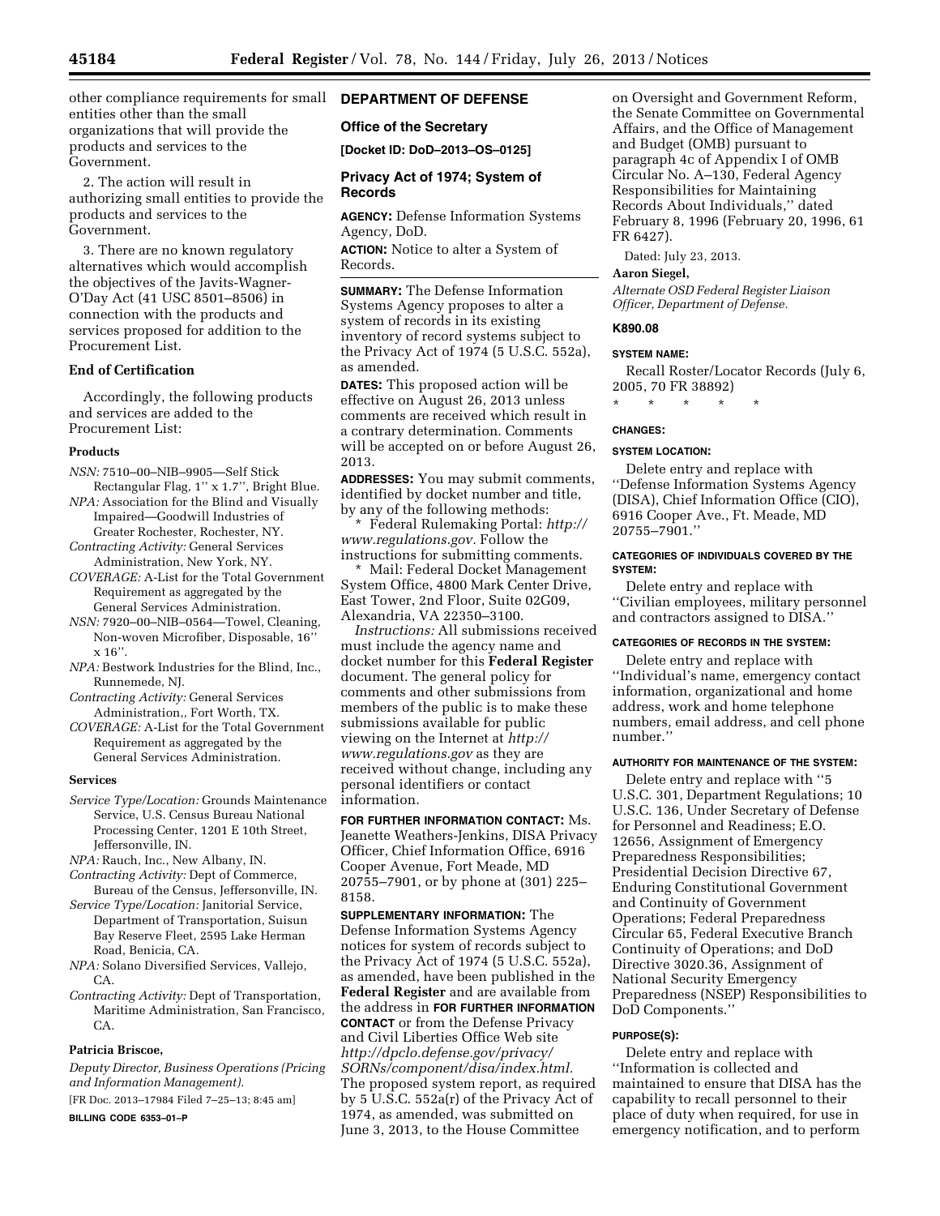other compliance requirements for small entities other than the small organizations that will provide the products and services to the Government.

2. The action will result in authorizing small entities to provide the products and services to the Government.

3. There are no known regulatory alternatives which would accomplish the objectives of the Javits-Wagner-O'Day Act (41 USC 8501–8506) in connection with the products and services proposed for addition to the Procurement List.

### End of Certification

Accordingly, the following products and services are added to the Procurement List:

#### Products

*NSN:* 7510–00–NIB–9905—Self Stick Rectangular Flag, 1'' x 1.7'', Bright Blue.
*NPA:* Association for the Blind and Visually Impaired—Goodwill Industries of Greater Rochester, Rochester, NY.
*Contracting Activity:* General Services Administration, New York, NY.
*COVERAGE:* A-List for the Total Government Requirement as aggregated by the General Services Administration.
*NSN:* 7920–00–NIB–0564—Towel, Cleaning, Non-woven Microfiber, Disposable, 16'' x 16''.
*NPA:* Bestwork Industries for the Blind, Inc., Runnemede, NJ.
*Contracting Activity:* General Services Administration,, Fort Worth, TX.
*COVERAGE:* A-List for the Total Government Requirement as aggregated by the General Services Administration.

#### Services

*Service Type/Location:* Grounds Maintenance Service, U.S. Census Bureau National Processing Center, 1201 E 10th Street, Jeffersonville, IN.
*NPA:* Rauch, Inc., New Albany, IN.
*Contracting Activity:* Dept of Commerce, Bureau of the Census, Jeffersonville, IN.
*Service Type/Location:* Janitorial Service, Department of Transportation, Suisun Bay Reserve Fleet, 2595 Lake Herman Road, Benicia, CA.
*NPA:* Solano Diversified Services, Vallejo, CA.
*Contracting Activity:* Dept of Transportation, Maritime Administration, San Francisco, CA.

**Patricia Briscoe,**
*Deputy Director, Business Operations (Pricing and Information Management).*

[FR Doc. 2013–17984 Filed 7–25–13; 8:45 am]

**BILLING CODE 6353–01–P**

## DEPARTMENT OF DEFENSE

### Office of the Secretary

**[Docket ID: DoD–2013–OS–0125]**

### Privacy Act of 1974; System of Records

**AGENCY:** Defense Information Systems Agency, DoD.

**ACTION:** Notice to alter a System of Records.

**SUMMARY:** The Defense Information Systems Agency proposes to alter a system of records in its existing inventory of record systems subject to the Privacy Act of 1974 (5 U.S.C. 552a), as amended.

**DATES:** This proposed action will be effective on August 26, 2013 unless comments are received which result in a contrary determination. Comments will be accepted on or before August 26, 2013.

**ADDRESSES:** You may submit comments, identified by docket number and title, by any of the following methods:

* Federal Rulemaking Portal: *http://www.regulations.gov.* Follow the instructions for submitting comments.

* Mail: Federal Docket Management System Office, 4800 Mark Center Drive, East Tower, 2nd Floor, Suite 02G09, Alexandria, VA 22350–3100.

*Instructions:* All submissions received must include the agency name and docket number for this **Federal Register** document. The general policy for comments and other submissions from members of the public is to make these submissions available for public viewing on the Internet at *http://www.regulations.gov* as they are received without change, including any personal identifiers or contact information.

**FOR FURTHER INFORMATION CONTACT:** Ms. Jeanette Weathers-Jenkins, DISA Privacy Officer, Chief Information Office, 6916 Cooper Avenue, Fort Meade, MD 20755–7901, or by phone at (301) 225–8158.

**SUPPLEMENTARY INFORMATION:** The Defense Information Systems Agency notices for system of records subject to the Privacy Act of 1974 (5 U.S.C. 552a), as amended, have been published in the **Federal Register** and are available from the address in **FOR FURTHER INFORMATION CONTACT** or from the Defense Privacy and Civil Liberties Office Web site *http://dpclo.defense.gov/privacy/SORNs/component/disa/index.html.* The proposed system report, as required by 5 U.S.C. 552a(r) of the Privacy Act of 1974, as amended, was submitted on June 3, 2013, to the House Committee on Oversight and Government Reform, the Senate Committee on Governmental Affairs, and the Office of Management and Budget (OMB) pursuant to paragraph 4c of Appendix I of OMB Circular No. A–130, Federal Agency Responsibilities for Maintaining Records About Individuals,'' dated February 8, 1996 (February 20, 1996, 61 FR 6427).

Dated: July 23, 2013.

**Aaron Siegel,**
*Alternate OSD Federal Register Liaison Officer, Department of Defense.*

### K890.08

#### SYSTEM NAME:

Recall Roster/Locator Records (July 6, 2005, 70 FR 38892)

\* \* \* \* \*

#### CHANGES:

#### SYSTEM LOCATION:

Delete entry and replace with ''Defense Information Systems Agency (DISA), Chief Information Office (CIO), 6916 Cooper Ave., Ft. Meade, MD 20755–7901.''

#### CATEGORIES OF INDIVIDUALS COVERED BY THE SYSTEM:

Delete entry and replace with ''Civilian employees, military personnel and contractors assigned to DISA.''

#### CATEGORIES OF RECORDS IN THE SYSTEM:

Delete entry and replace with ''Individual's name, emergency contact information, organizational and home address, work and home telephone numbers, email address, and cell phone number.''

#### AUTHORITY FOR MAINTENANCE OF THE SYSTEM:

Delete entry and replace with ''5 U.S.C. 301, Department Regulations; 10 U.S.C. 136, Under Secretary of Defense for Personnel and Readiness; E.O. 12656, Assignment of Emergency Preparedness Responsibilities; Presidential Decision Directive 67, Enduring Constitutional Government and Continuity of Government Operations; Federal Preparedness Circular 65, Federal Executive Branch Continuity of Operations; and DoD Directive 3020.36, Assignment of National Security Emergency Preparedness (NSEP) Responsibilities to DoD Components.''

#### PURPOSE(S):

Delete entry and replace with ''Information is collected and maintained to ensure that DISA has the capability to recall personnel to their place of duty when required, for use in emergency notification, and to perform